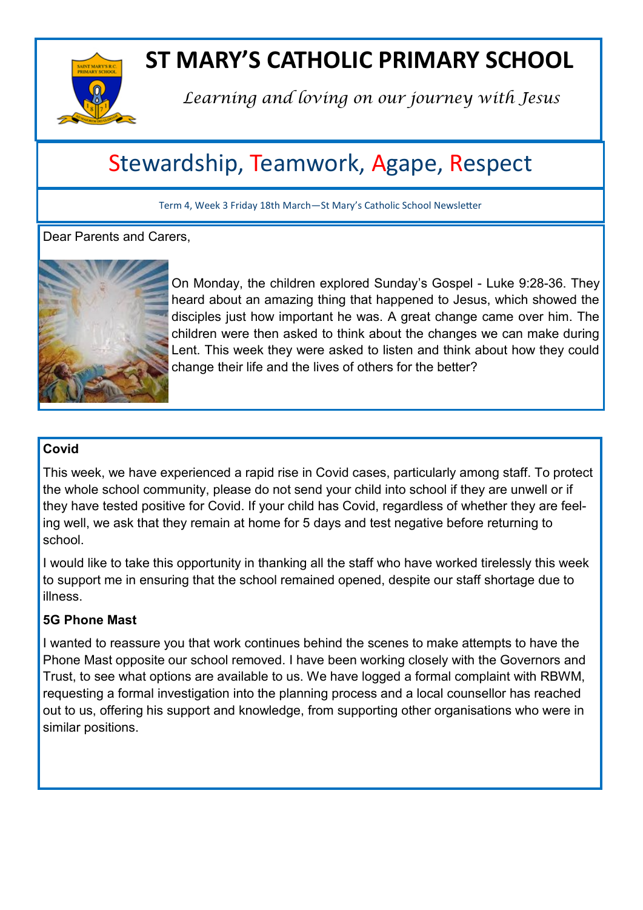# ST MARY'S CATHOLIC PRIMARY SCHOOL

*Learning and loving on our journey with Jesus*

## Stewardship, Teamwork, Agape, Respect

Term 4, Week 3 Friday 18th March—St Mary's Catholic School Newsletter

Dear Parents and Carers,

On Monday, the children explored Sunday's Gospel - Luke 9:28-36. They heard about an amazing thing that happened to Jesus, which showed the disciples just how important he was. A great change came over him. The children were then asked to think about the changes we can make during Lent. This week they were asked to listen and think about how they could change their life and the lives of others for the better?

**Covid**

This week, we have experienced a rapid rise in Covid cases, particularly among staff. To protect the whole school community, please do not send your child into school if they are unwell or if they have tested positive for Covid. If your child has Covid, regardless of whether they are feeling well, we ask that they remain at home for 5 days and test negative before returning to school.

I would like to take this opportunity in thanking all the staff who have worked tirelessly this week to support me in ensuring that the school remained opened, despite our staff shortage due to illness.

**5G Phone Mast**

I wanted to reassure you that work continues behind the scenes to make attempts to have the Phone Mast opposite our school removed. I have been working closely with the Governors and Trust, to see what options are available to us. We have logged a formal complaint with RBWM, requesting a formal investigation into the planning process and a local counsellor has reached out to us, offering his support and knowledge, from supporting other organisations who were in similar positions.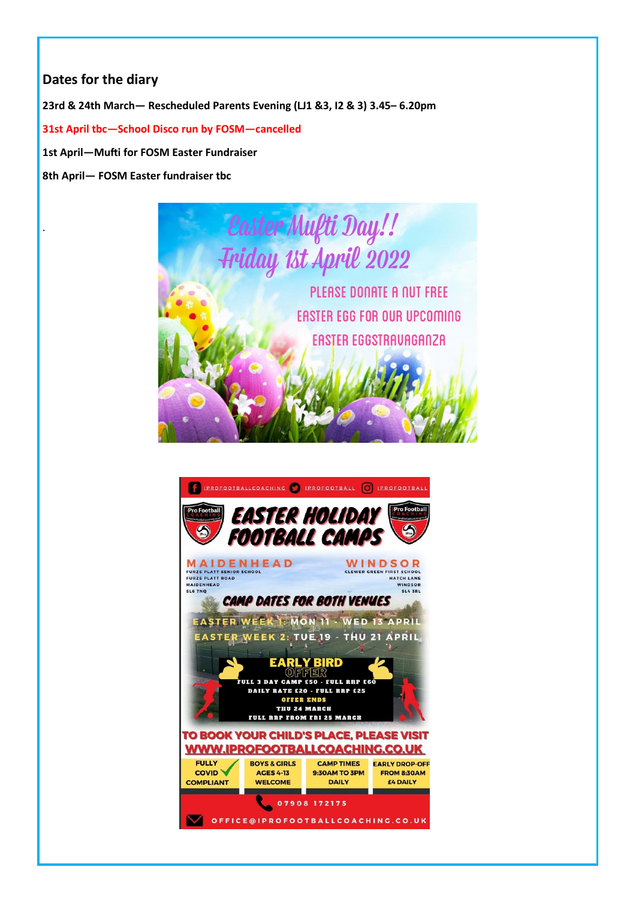## Dates for the diary

**23rd & 24th March— Rescheduled Parents Evening (LJ1 &3, I2 & 3) 3.45– 6.20pm**

**31st April tbc—School Disco run by FOSM—cancelled**

**1st April—Mufti for FOSM Easter Fundraiser**

**8th April— FOSM Easter fundraiser tbc**

.

Easter Mufti Day!!
Friday 1st April 2022

PLEASE DONATE A NUT FREE EASTER EGG FOR OUR UPCOMING EASTER EGGSTRAVAGANZA

IPROFOOTBALLCOACHING IPROFOOTBALL IPROFOOTBALL

Pro Football Coaching

EASTER HOLIDAY FOOTBALL CAMPS

MAIDENHEAD
FURZE PLATT SENIOR SCHOOL
FURZE PLATT ROAD
MAIDENHEAD
SL6 7NQ

WINDSOR
CLEWER GREEN FIRST SCHOOL
HATCH LANE
WINDSOR
SL4 3RL

CAMP DATES FOR BOTH VENUES

EASTER WEEK 1: MON 11 - WED 13 APRIL
EASTER WEEK 2: TUE 19 - THU 21 APRIL

EARLY BIRD OFFER
FULL 3 DAY CAMP £50 - FULL RRP £60
DAILY RATE £20 - FULL RRP £25
OFFER ENDS
THU 24 MARCH
FULL RRP FROM FRI 25 MARCH

TO BOOK YOUR CHILD'S PLACE, PLEASE VISIT
WWW.IPROFOOTBALLCOACHING.CO.UK

FULLY COVID COMPLIANT

BOYS & GIRLS AGES 4-13 WELCOME

CAMP TIMES 9:30AM TO 3PM DAILY

EARLY DROP-OFF FROM 8:30AM £4 DAILY

07908 172175

OFFICE@IPROFOOTBALLCOACHING.CO.UK